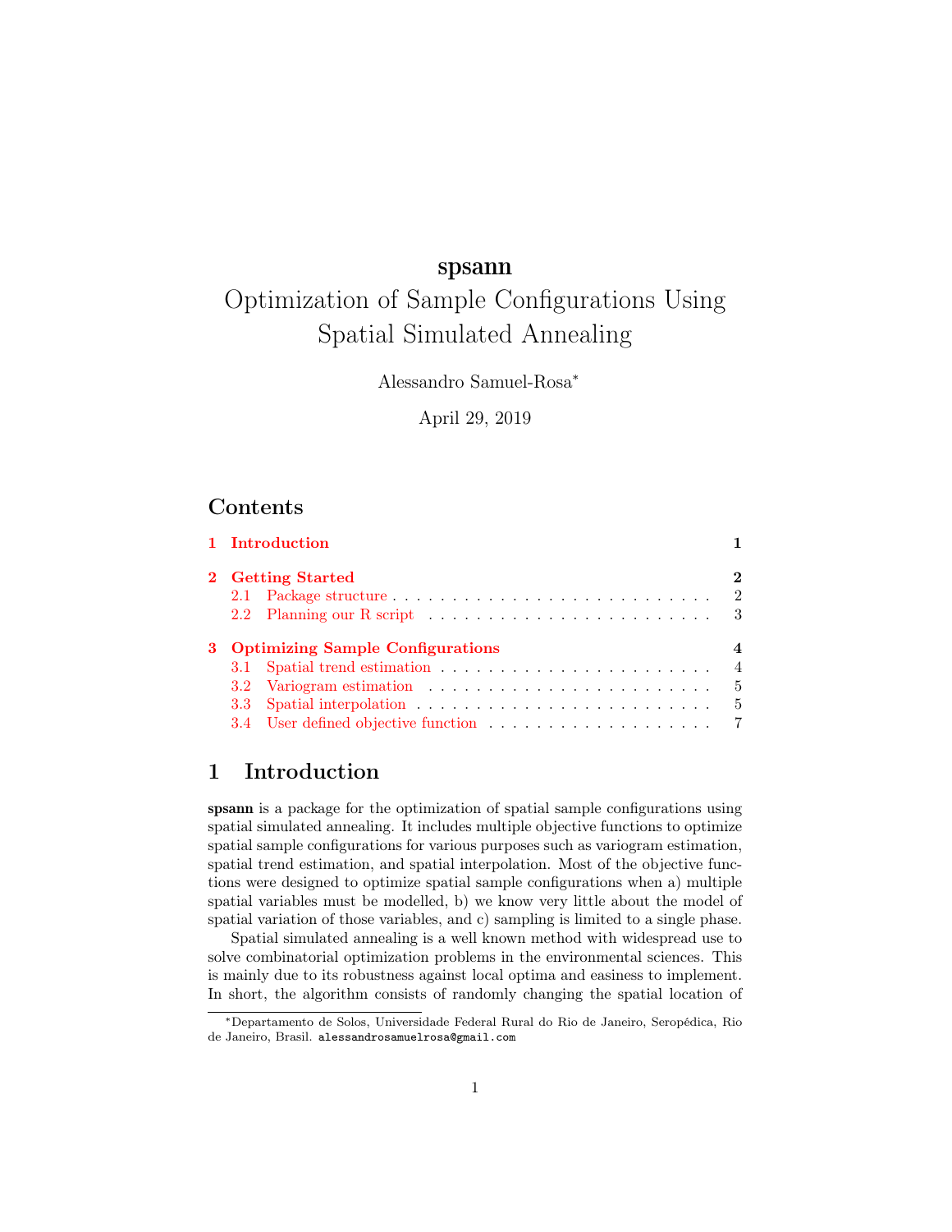# spsann

## Optimization of Sample Configurations Using Spatial Simulated Annealing

Alessandro Samuel-Rosa*

April 29, 2019

## Contents

- 1 Introduction — 1
- 2 Getting Started — 2
  - 2.1 Package structure — 2
  - 2.2 Planning our R script — 3
- 3 Optimizing Sample Configurations — 4
  - 3.1 Spatial trend estimation — 4
  - 3.2 Variogram estimation — 5
  - 3.3 Spatial interpolation — 5
  - 3.4 User defined objective function — 7

## 1 Introduction

**spsann** is a package for the optimization of spatial sample configurations using spatial simulated annealing. It includes multiple objective functions to optimize spatial sample configurations for various purposes such as variogram estimation, spatial trend estimation, and spatial interpolation. Most of the objective functions were designed to optimize spatial sample configurations when a) multiple spatial variables must be modelled, b) we know very little about the model of spatial variation of those variables, and c) sampling is limited to a single phase.

Spatial simulated annealing is a well known method with widespread use to solve combinatorial optimization problems in the environmental sciences. This is mainly due to its robustness against local optima and easiness to implement. In short, the algorithm consists of randomly changing the spatial location of

---

*Departamento de Solos, Universidade Federal Rural do Rio de Janeiro, Seropédica, Rio de Janeiro, Brasil. alessandrosamuelrosa@gmail.com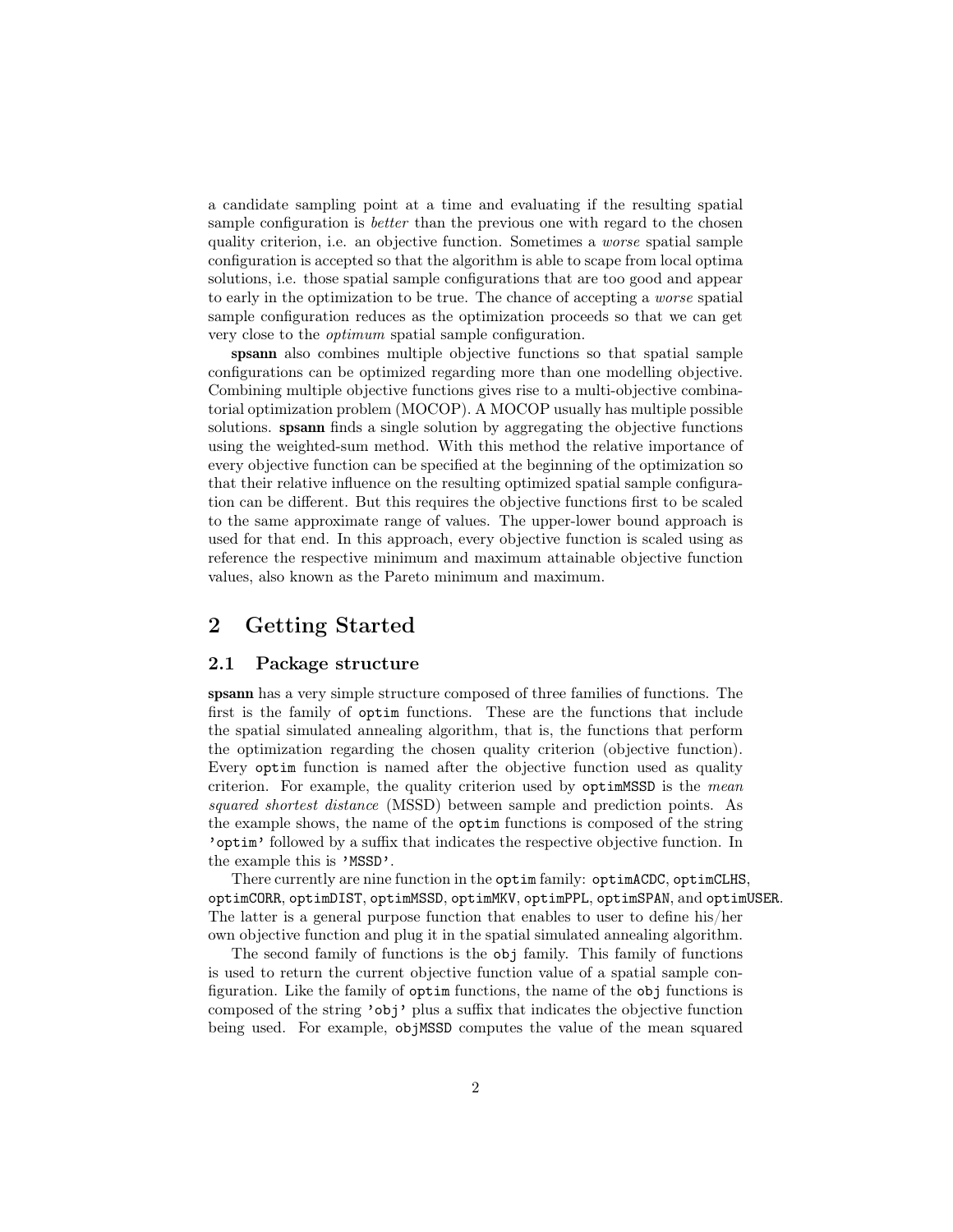a candidate sampling point at a time and evaluating if the resulting spatial sample configuration is *better* than the previous one with regard to the chosen quality criterion, i.e. an objective function. Sometimes a *worse* spatial sample configuration is accepted so that the algorithm is able to scape from local optima solutions, i.e. those spatial sample configurations that are too good and appear to early in the optimization to be true. The chance of accepting a *worse* spatial sample configuration reduces as the optimization proceeds so that we can get very close to the *optimum* spatial sample configuration.

**spsann** also combines multiple objective functions so that spatial sample configurations can be optimized regarding more than one modelling objective. Combining multiple objective functions gives rise to a multi-objective combinatorial optimization problem (MOCOP). A MOCOP usually has multiple possible solutions. **spsann** finds a single solution by aggregating the objective functions using the weighted-sum method. With this method the relative importance of every objective function can be specified at the beginning of the optimization so that their relative influence on the resulting optimized spatial sample configuration can be different. But this requires the objective functions first to be scaled to the same approximate range of values. The upper-lower bound approach is used for that end. In this approach, every objective function is scaled using as reference the respective minimum and maximum attainable objective function values, also known as the Pareto minimum and maximum.

# 2 Getting Started

## 2.1 Package structure

**spsann** has a very simple structure composed of three families of functions. The first is the family of `optim` functions. These are the functions that include the spatial simulated annealing algorithm, that is, the functions that perform the optimization regarding the chosen quality criterion (objective function). Every `optim` function is named after the objective function used as quality criterion. For example, the quality criterion used by `optimMSSD` is the *mean squared shortest distance* (MSSD) between sample and prediction points. As the example shows, the name of the `optim` functions is composed of the string `'optim'` followed by a suffix that indicates the respective objective function. In the example this is `'MSSD'`.

There currently are nine function in the `optim` family: `optimACDC`, `optimCLHS`, `optimCORR`, `optimDIST`, `optimMSSD`, `optimMKV`, `optimPPL`, `optimSPAN`, and `optimUSER`. The latter is a general purpose function that enables to user to define his/her own objective function and plug it in the spatial simulated annealing algorithm.

The second family of functions is the `obj` family. This family of functions is used to return the current objective function value of a spatial sample configuration. Like the family of `optim` functions, the name of the `obj` functions is composed of the string `'obj'` plus a suffix that indicates the objective function being used. For example, `objMSSD` computes the value of the mean squared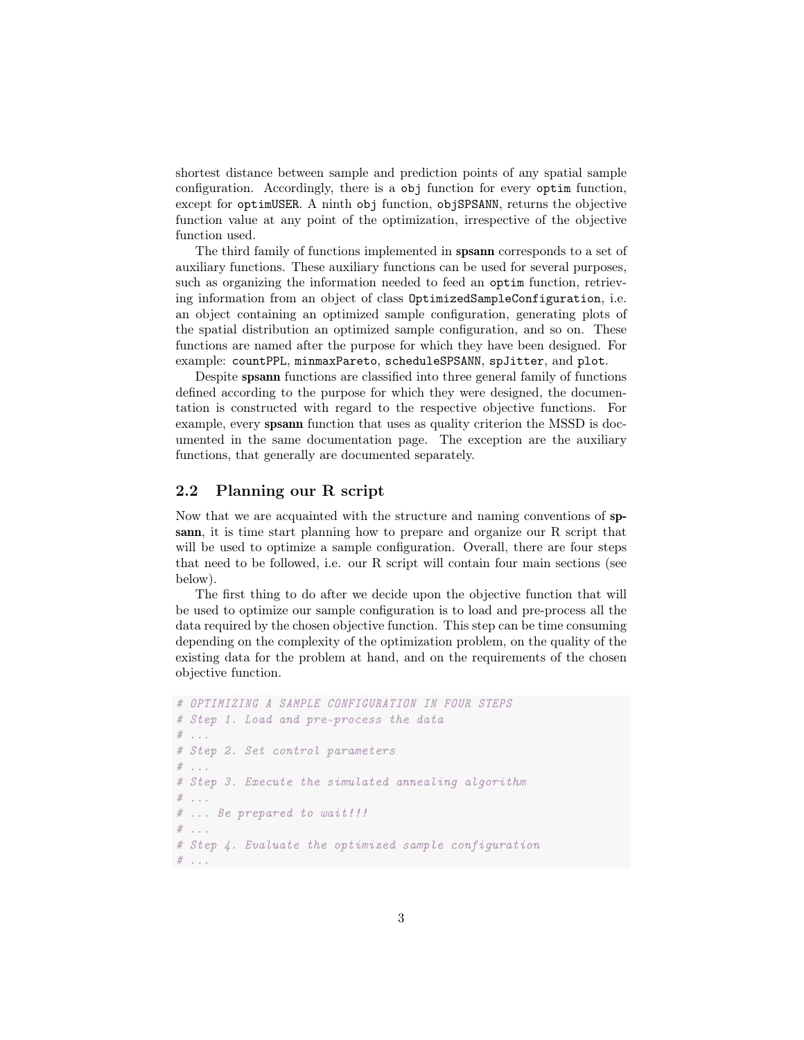shortest distance between sample and prediction points of any spatial sample configuration. Accordingly, there is a `obj` function for every `optim` function, except for `optimUSER`. A ninth `obj` function, `objSPSANN`, returns the objective function value at any point of the optimization, irrespective of the objective function used.

The third family of functions implemented in **spsann** corresponds to a set of auxiliary functions. These auxiliary functions can be used for several purposes, such as organizing the information needed to feed an `optim` function, retrieving information from an object of class `OptimizedSampleConfiguration`, i.e. an object containing an optimized sample configuration, generating plots of the spatial distribution an optimized sample configuration, and so on. These functions are named after the purpose for which they have been designed. For example: `countPPL`, `minmaxPareto`, `scheduleSPSANN`, `spJitter`, and `plot`.

Despite **spsann** functions are classified into three general family of functions defined according to the purpose for which they were designed, the documentation is constructed with regard to the respective objective functions. For example, every **spsann** function that uses as quality criterion the MSSD is documented in the same documentation page. The exception are the auxiliary functions, that generally are documented separately.

## 2.2 Planning our R script

Now that we are acquainted with the structure and naming conventions of **spsann**, it is time start planning how to prepare and organize our R script that will be used to optimize a sample configuration. Overall, there are four steps that need to be followed, i.e. our R script will contain four main sections (see below).

The first thing to do after we decide upon the objective function that will be used to optimize our sample configuration is to load and pre-process all the data required by the chosen objective function. This step can be time consuming depending on the complexity of the optimization problem, on the quality of the existing data for the problem at hand, and on the requirements of the chosen objective function.

```
# OPTIMIZING A SAMPLE CONFIGURATION IN FOUR STEPS
# Step 1. Load and pre-process the data
# ...
# Step 2. Set control parameters
# ...
# Step 3. Execute the simulated annealing algorithm
# ...
# ... Be prepared to wait!!!
# ...
# Step 4. Evaluate the optimized sample configuration
# ...
```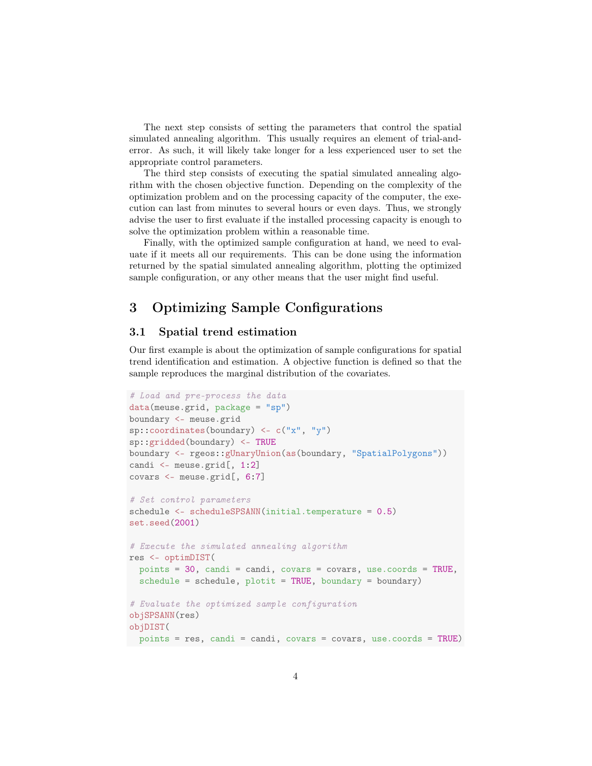The next step consists of setting the parameters that control the spatial simulated annealing algorithm. This usually requires an element of trial-and-error. As such, it will likely take longer for a less experienced user to set the appropriate control parameters.

The third step consists of executing the spatial simulated annealing algorithm with the chosen objective function. Depending on the complexity of the optimization problem and on the processing capacity of the computer, the execution can last from minutes to several hours or even days. Thus, we strongly advise the user to first evaluate if the installed processing capacity is enough to solve the optimization problem within a reasonable time.

Finally, with the optimized sample configuration at hand, we need to evaluate if it meets all our requirements. This can be done using the information returned by the spatial simulated annealing algorithm, plotting the optimized sample configuration, or any other means that the user might find useful.

# 3 Optimizing Sample Configurations

## 3.1 Spatial trend estimation

Our first example is about the optimization of sample configurations for spatial trend identification and estimation. A objective function is defined so that the sample reproduces the marginal distribution of the covariates.

```
# Load and pre-process the data
data(meuse.grid, package = "sp")
boundary <- meuse.grid
sp::coordinates(boundary) <- c("x", "y")
sp::gridded(boundary) <- TRUE
boundary <- rgeos::gUnaryUnion(as(boundary, "SpatialPolygons"))
candi <- meuse.grid[, 1:2]
covars <- meuse.grid[, 6:7]

# Set control parameters
schedule <- scheduleSPSANN(initial.temperature = 0.5)
set.seed(2001)

# Execute the simulated annealing algorithm
res <- optimDIST(
  points = 30, candi = candi, covars = covars, use.coords = TRUE,
  schedule = schedule, plotit = TRUE, boundary = boundary)

# Evaluate the optimized sample configuration
objSPSANN(res)
objDIST(
  points = res, candi = candi, covars = covars, use.coords = TRUE)
```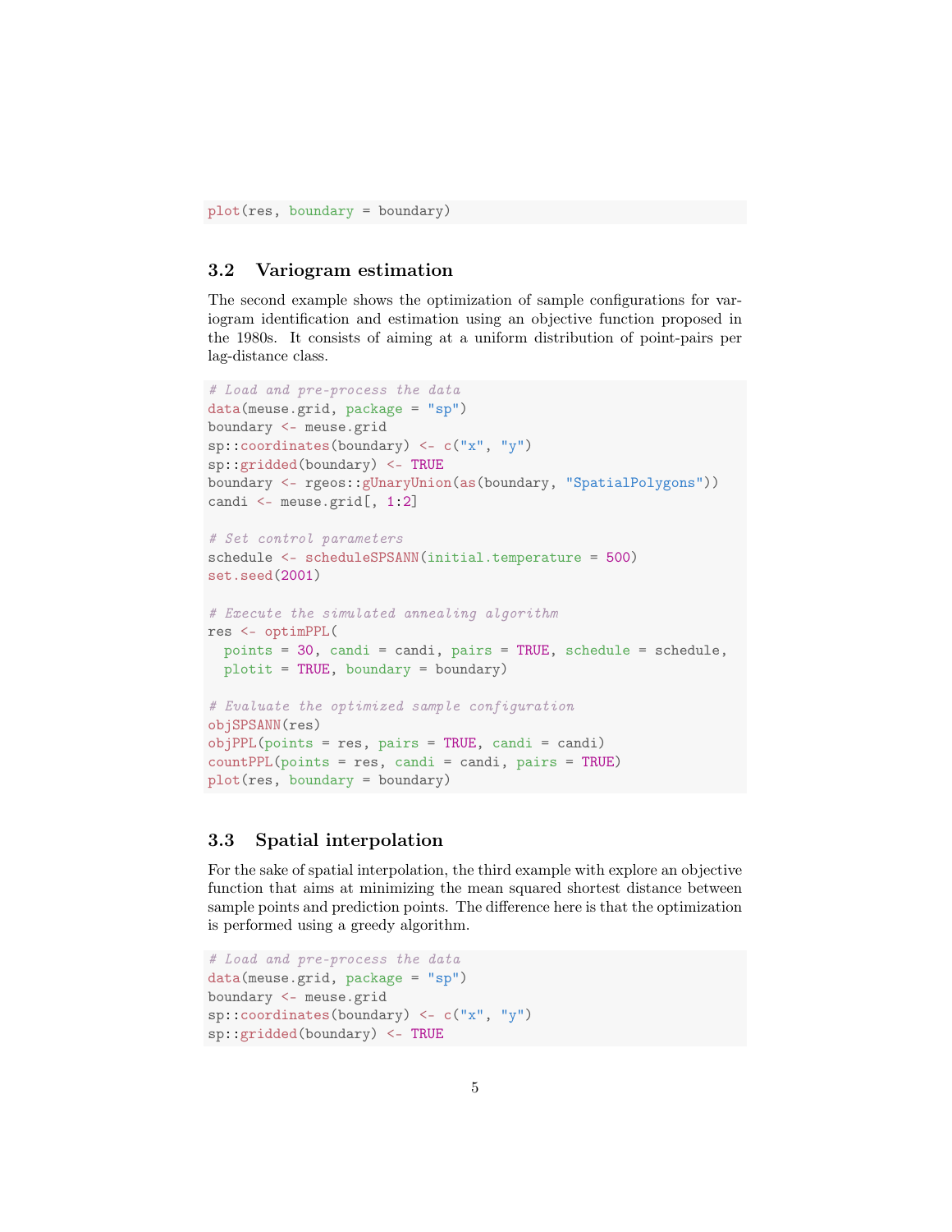```
plot(res, boundary = boundary)
```

### 3.2 Variogram estimation

The second example shows the optimization of sample configurations for variogram identification and estimation using an objective function proposed in the 1980s. It consists of aiming at a uniform distribution of point-pairs per lag-distance class.

```
# Load and pre-process the data
data(meuse.grid, package = "sp")
boundary <- meuse.grid
sp::coordinates(boundary) <- c("x", "y")
sp::gridded(boundary) <- TRUE
boundary <- rgeos::gUnaryUnion(as(boundary, "SpatialPolygons"))
candi <- meuse.grid[, 1:2]

# Set control parameters
schedule <- scheduleSPSANN(initial.temperature = 500)
set.seed(2001)

# Execute the simulated annealing algorithm
res <- optimPPL(
  points = 30, candi = candi, pairs = TRUE, schedule = schedule,
  plotit = TRUE, boundary = boundary)

# Evaluate the optimized sample configuration
objSPSANN(res)
objPPL(points = res, pairs = TRUE, candi = candi)
countPPL(points = res, candi = candi, pairs = TRUE)
plot(res, boundary = boundary)
```

### 3.3 Spatial interpolation

For the sake of spatial interpolation, the third example with explore an objective function that aims at minimizing the mean squared shortest distance between sample points and prediction points. The difference here is that the optimization is performed using a greedy algorithm.

```
# Load and pre-process the data
data(meuse.grid, package = "sp")
boundary <- meuse.grid
sp::coordinates(boundary) <- c("x", "y")
sp::gridded(boundary) <- TRUE
```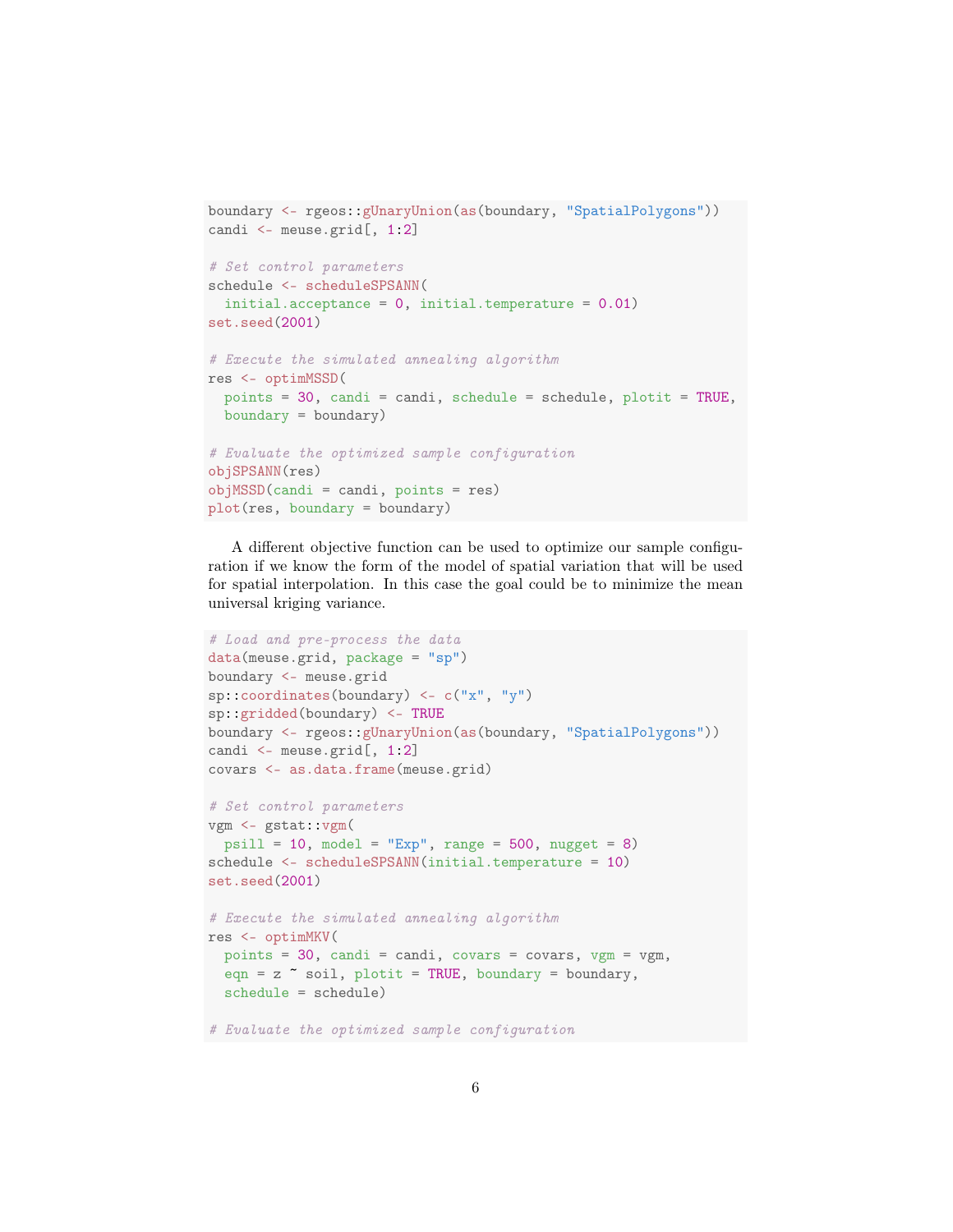```r
boundary <- rgeos::gUnaryUnion(as(boundary, "SpatialPolygons"))
candi <- meuse.grid[, 1:2]

# Set control parameters
schedule <- scheduleSPSANN(
  initial.acceptance = 0, initial.temperature = 0.01)
set.seed(2001)

# Execute the simulated annealing algorithm
res <- optimMSSD(
  points = 30, candi = candi, schedule = schedule, plotit = TRUE,
  boundary = boundary)

# Evaluate the optimized sample configuration
objSPSANN(res)
objMSSD(candi = candi, points = res)
plot(res, boundary = boundary)
```

A different objective function can be used to optimize our sample configuration if we know the form of the model of spatial variation that will be used for spatial interpolation. In this case the goal could be to minimize the mean universal kriging variance.

```r
# Load and pre-process the data
data(meuse.grid, package = "sp")
boundary <- meuse.grid
sp::coordinates(boundary) <- c("x", "y")
sp::gridded(boundary) <- TRUE
boundary <- rgeos::gUnaryUnion(as(boundary, "SpatialPolygons"))
candi <- meuse.grid[, 1:2]
covars <- as.data.frame(meuse.grid)

# Set control parameters
vgm <- gstat::vgm(
  psill = 10, model = "Exp", range = 500, nugget = 8)
schedule <- scheduleSPSANN(initial.temperature = 10)
set.seed(2001)

# Execute the simulated annealing algorithm
res <- optimMKV(
  points = 30, candi = candi, covars = covars, vgm = vgm,
  eqn = z ~ soil, plotit = TRUE, boundary = boundary,
  schedule = schedule)

# Evaluate the optimized sample configuration
```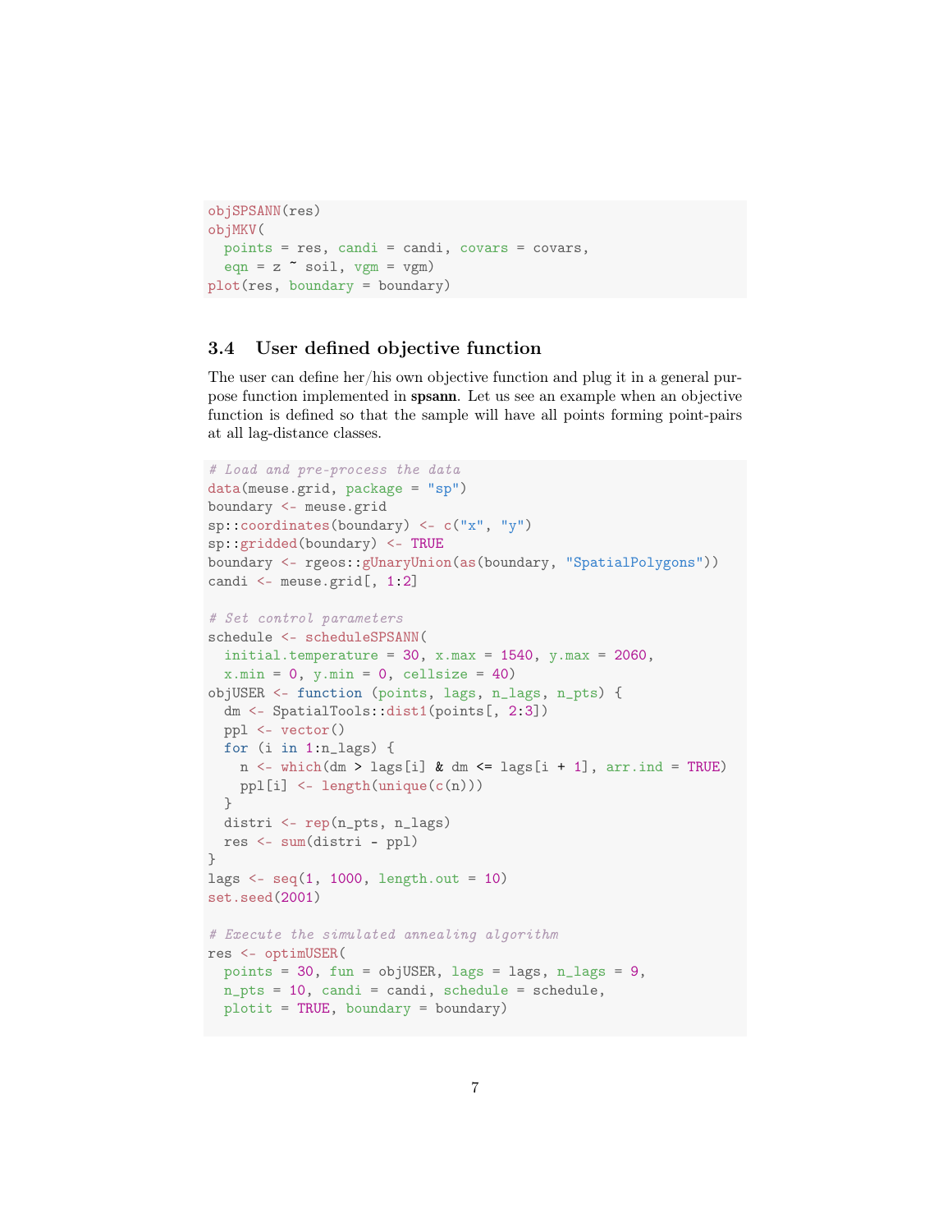```
objSPSANN(res)
objMKV(
  points = res, candi = candi, covars = covars,
  eqn = z ~ soil, vgm = vgm)
plot(res, boundary = boundary)
```

### 3.4 User defined objective function

The user can define her/his own objective function and plug it in a general purpose function implemented in **spsann**. Let us see an example when an objective function is defined so that the sample will have all points forming point-pairs at all lag-distance classes.

```
# Load and pre-process the data
data(meuse.grid, package = "sp")
boundary <- meuse.grid
sp::coordinates(boundary) <- c("x", "y")
sp::gridded(boundary) <- TRUE
boundary <- rgeos::gUnaryUnion(as(boundary, "SpatialPolygons"))
candi <- meuse.grid[, 1:2]

# Set control parameters
schedule <- scheduleSPSANN(
  initial.temperature = 30, x.max = 1540, y.max = 2060,
  x.min = 0, y.min = 0, cellsize = 40)
objUSER <- function (points, lags, n_lags, n_pts) {
  dm <- SpatialTools::dist1(points[, 2:3])
  ppl <- vector()
  for (i in 1:n_lags) {
    n <- which(dm > lags[i] & dm <= lags[i + 1], arr.ind = TRUE)
    ppl[i] <- length(unique(c(n)))
  }
  distri <- rep(n_pts, n_lags)
  res <- sum(distri - ppl)
}
lags <- seq(1, 1000, length.out = 10)
set.seed(2001)

# Execute the simulated annealing algorithm
res <- optimUSER(
  points = 30, fun = objUSER, lags = lags, n_lags = 9,
  n_pts = 10, candi = candi, schedule = schedule,
  plotit = TRUE, boundary = boundary)
```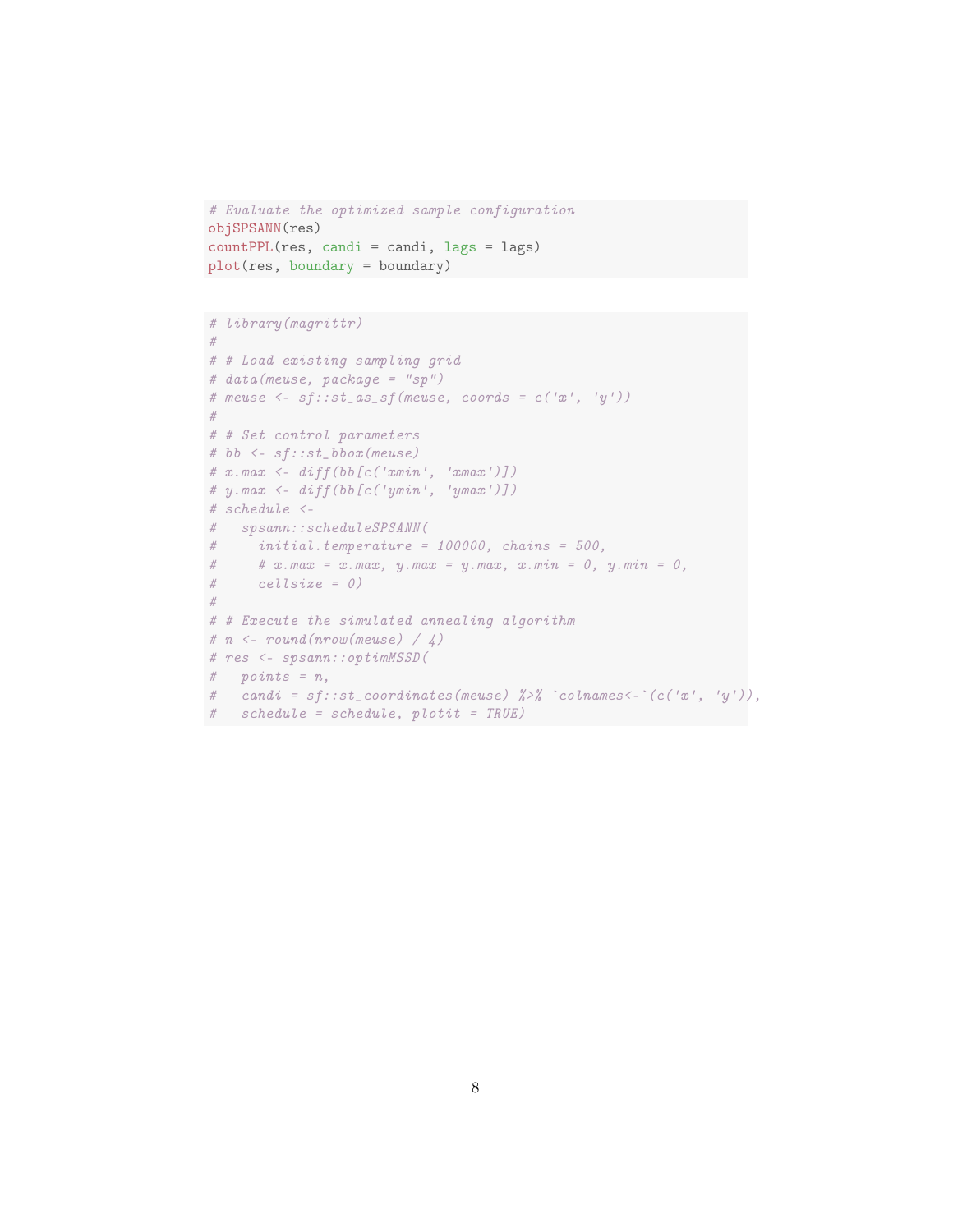```
# Evaluate the optimized sample configuration
objSPSANN(res)
countPPL(res, candi = candi, lags = lags)
plot(res, boundary = boundary)
```

```
# library(magrittr)
#
# # Load existing sampling grid
# data(meuse, package = "sp")
# meuse <- sf::st_as_sf(meuse, coords = c('x', 'y'))
#
# # Set control parameters
# bb <- sf::st_bbox(meuse)
# x.max <- diff(bb[c('xmin', 'xmax')])
# y.max <- diff(bb[c('ymin', 'ymax')])
# schedule <-
#   spsann::scheduleSPSANN(
#     initial.temperature = 100000, chains = 500,
#     # x.max = x.max, y.max = y.max, x.min = 0, y.min = 0,
#     cellsize = 0)
#
# # Execute the simulated annealing algorithm
# n <- round(nrow(meuse) / 4)
# res <- spsann::optimMSSD(
#   points = n,
#   candi = sf::st_coordinates(meuse) %>% `colnames<-`(c('x', 'y')),
#   schedule = schedule, plotit = TRUE)
```